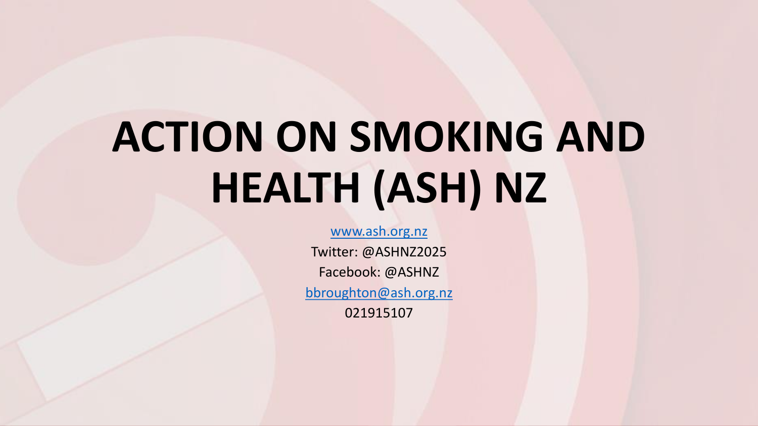# ACTION ON SMOKING AND HEALTH (ASH) NZ

www.ash.org.nz

Twitter: @ASHNZ2025

Facebook: @ASHNZ

bbroughton@ash.org.nz

021915107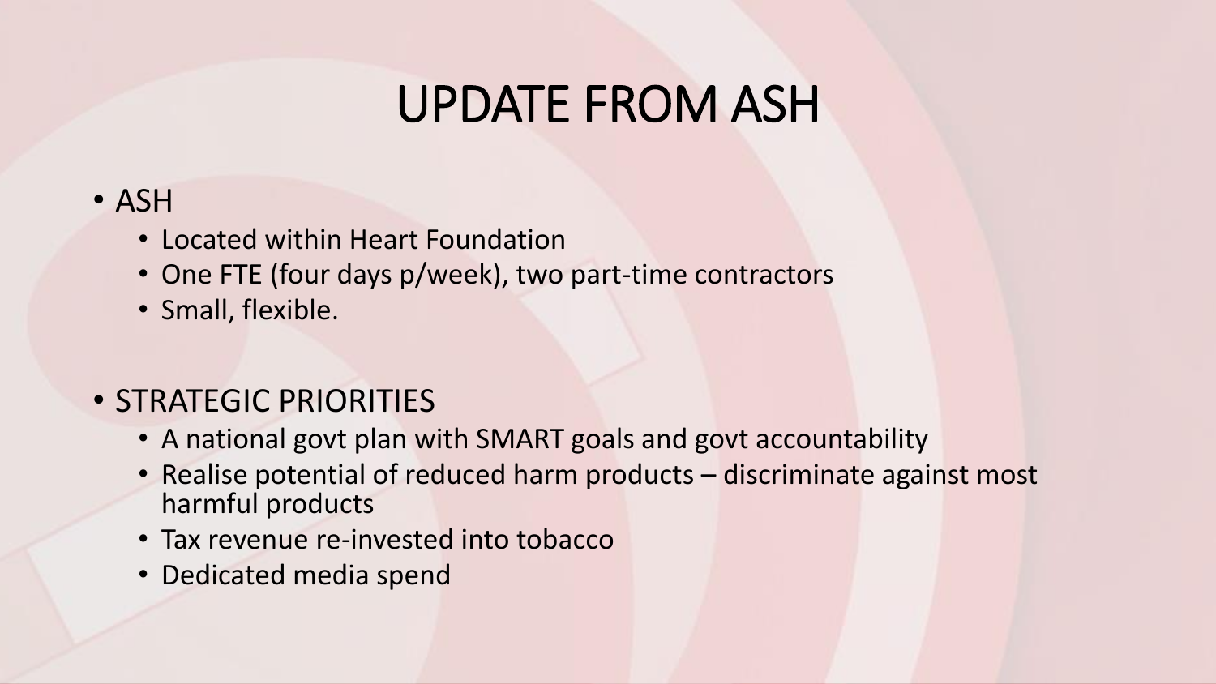# UPDATE FROM ASH

- ASH
  - Located within Heart Foundation
  - One FTE (four days p/week), two part-time contractors
  - Small, flexible.

- STRATEGIC PRIORITIES
  - A national govt plan with SMART goals and govt accountability
  - Realise potential of reduced harm products – discriminate against most harmful products
  - Tax revenue re-invested into tobacco
  - Dedicated media spend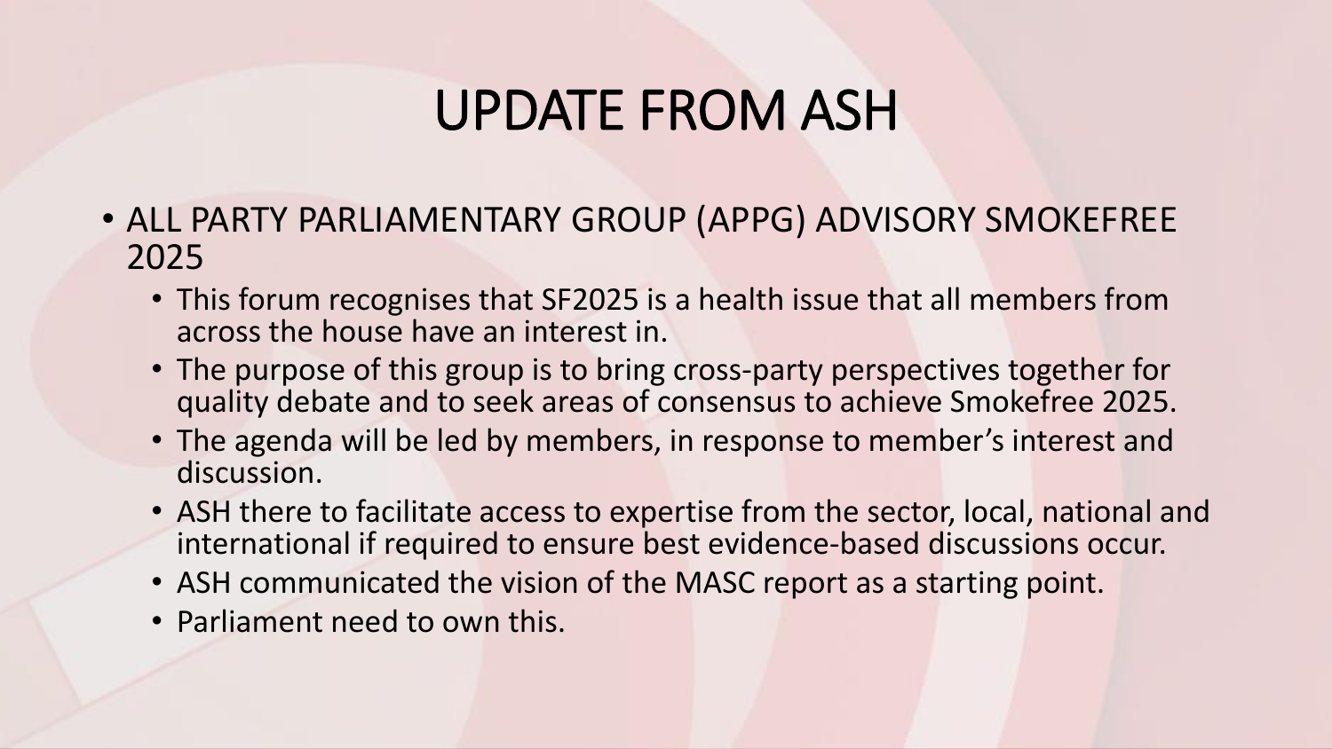# UPDATE FROM ASH

- ALL PARTY PARLIAMENTARY GROUP (APPG) ADVISORY SMOKEFREE 2025
  - This forum recognises that SF2025 is a health issue that all members from across the house have an interest in.
  - The purpose of this group is to bring cross-party perspectives together for quality debate and to seek areas of consensus to achieve Smokefree 2025.
  - The agenda will be led by members, in response to member's interest and discussion.
  - ASH there to facilitate access to expertise from the sector, local, national and international if required to ensure best evidence-based discussions occur.
  - ASH communicated the vision of the MASC report as a starting point.
  - Parliament need to own this.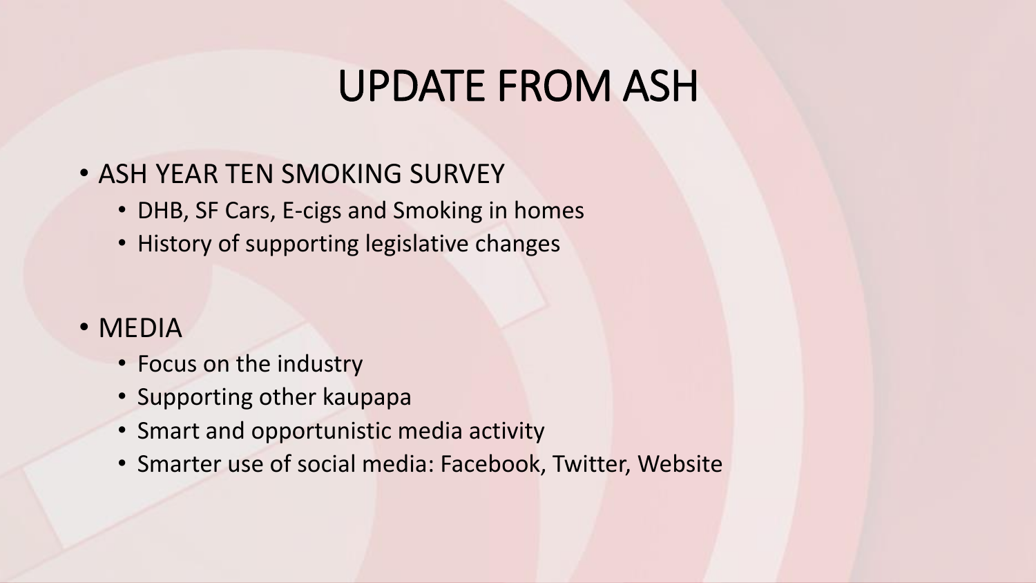# UPDATE FROM ASH

- ASH YEAR TEN SMOKING SURVEY
  - DHB, SF Cars, E-cigs and Smoking in homes
  - History of supporting legislative changes

- MEDIA
  - Focus on the industry
  - Supporting other kaupapa
  - Smart and opportunistic media activity
  - Smarter use of social media: Facebook, Twitter, Website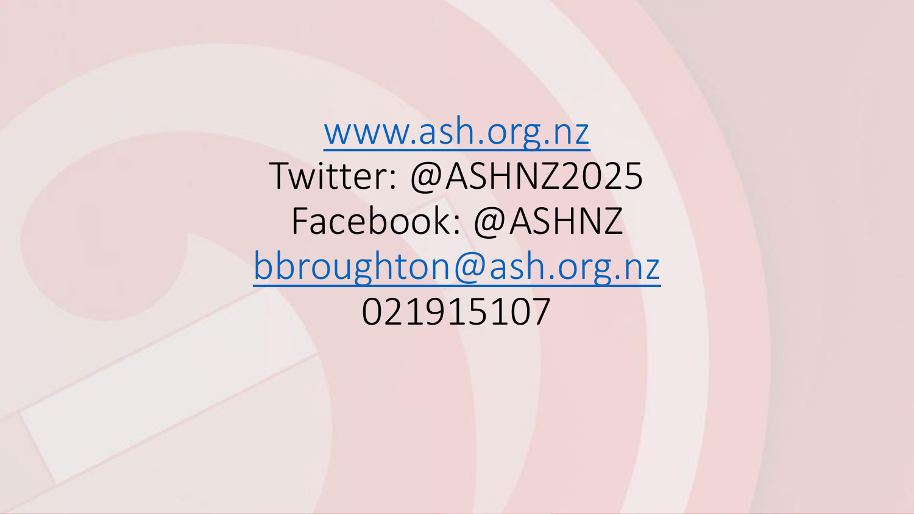www.ash.org.nz

Twitter: @ASHNZ2025

Facebook: @ASHNZ

bbroughton@ash.org.nz

021915107